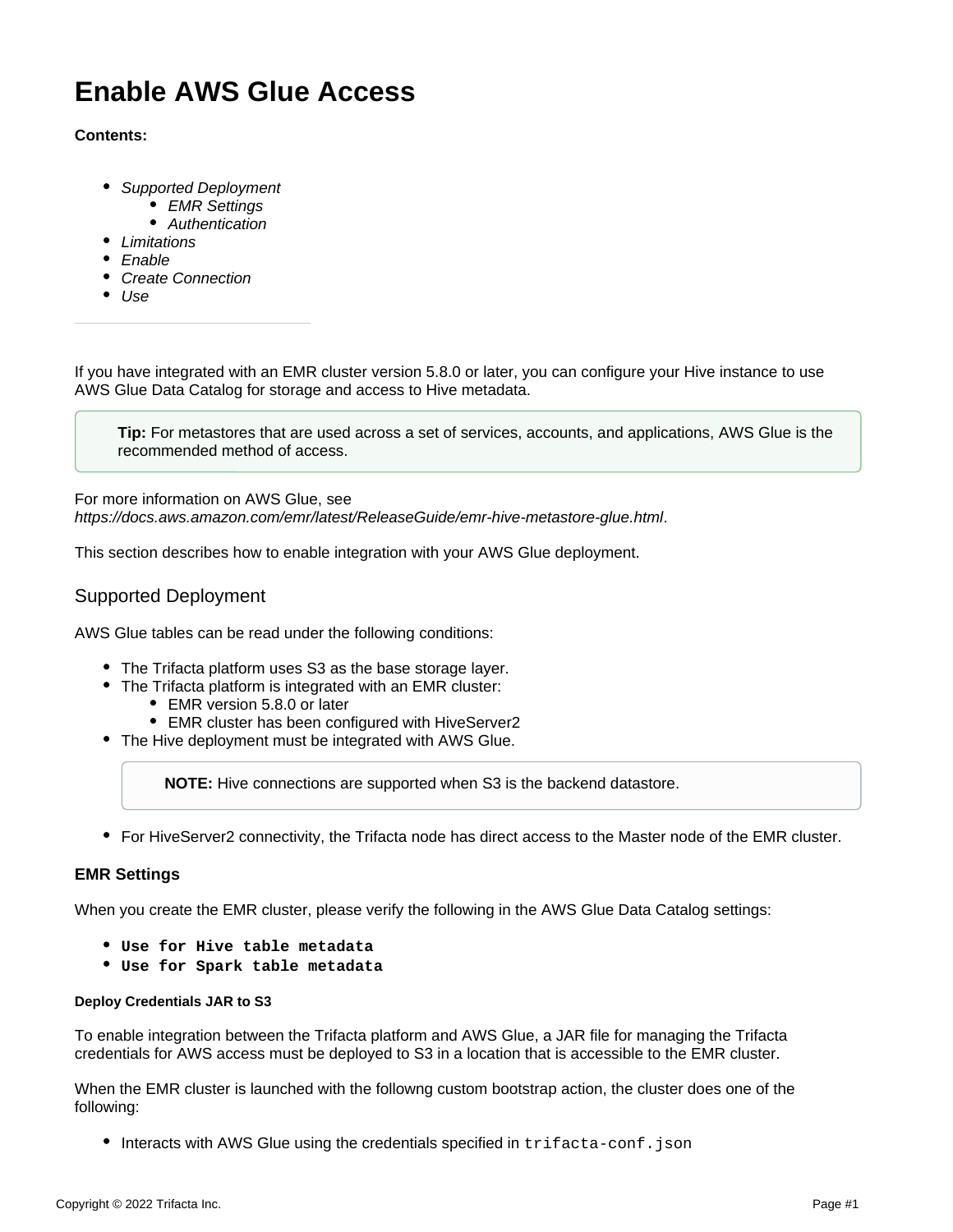# Enable AWS Glue Access

**Contents:**

- *Supported Deployment*
  - *EMR Settings*
  - *Authentication*
- *Limitations*
- *Enable*
- *Create Connection*
- *Use*

---

If you have integrated with an EMR cluster version 5.8.0 or later, you can configure your Hive instance to use AWS Glue Data Catalog for storage and access to Hive metadata.

> **Tip:** For metastores that are used across a set of services, accounts, and applications, AWS Glue is the recommended method of access.

For more information on AWS Glue, see *https://docs.aws.amazon.com/emr/latest/ReleaseGuide/emr-hive-metastore-glue.html*.

This section describes how to enable integration with your AWS Glue deployment.

## Supported Deployment

AWS Glue tables can be read under the following conditions:

- The Trifacta platform uses S3 as the base storage layer.
- The Trifacta platform is integrated with an EMR cluster:
  - EMR version 5.8.0 or later
  - EMR cluster has been configured with HiveServer2
- The Hive deployment must be integrated with AWS Glue.

  > **NOTE:** Hive connections are supported when S3 is the backend datastore.

- For HiveServer2 connectivity, the Trifacta node has direct access to the Master node of the EMR cluster.

### EMR Settings

When you create the EMR cluster, please verify the following in the AWS Glue Data Catalog settings:

- **`Use for Hive table metadata`**
- **`Use for Spark table metadata`**

#### Deploy Credentials JAR to S3

To enable integration between the Trifacta platform and AWS Glue, a JAR file for managing the Trifacta credentials for AWS access must be deployed to S3 in a location that is accessible to the EMR cluster.

When the EMR cluster is launched with the followng custom bootstrap action, the cluster does one of the following:

- Interacts with AWS Glue using the credentials specified in `trifacta-conf.json`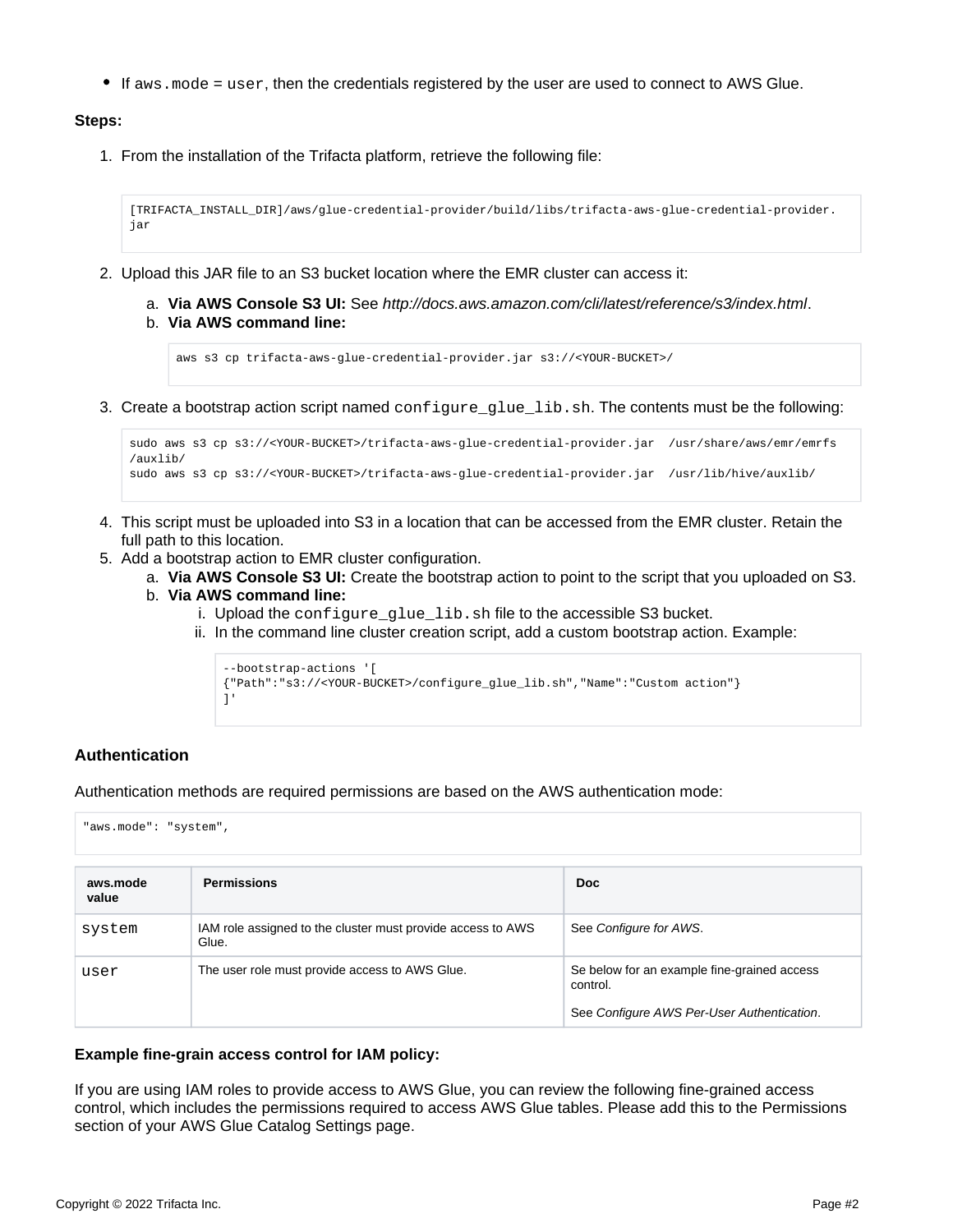- If `aws.mode` = `user`, then the credentials registered by the user are used to connect to AWS Glue.

**Steps:**

1. From the installation of the Trifacta platform, retrieve the following file:

```
[TRIFACTA_INSTALL_DIR]/aws/glue-credential-provider/build/libs/trifacta-aws-glue-credential-provider.
jar
```

2. Upload this JAR file to an S3 bucket location where the EMR cluster can access it:
   a. **Via AWS Console S3 UI:** See *http://docs.aws.amazon.com/cli/latest/reference/s3/index.html*.
   b. **Via AWS command line:**

```
aws s3 cp trifacta-aws-glue-credential-provider.jar s3://<YOUR-BUCKET>/
```

3. Create a bootstrap action script named `configure_glue_lib.sh`. The contents must be the following:

```
sudo aws s3 cp s3://<YOUR-BUCKET>/trifacta-aws-glue-credential-provider.jar  /usr/share/aws/emr/emrfs
/auxlib/
sudo aws s3 cp s3://<YOUR-BUCKET>/trifacta-aws-glue-credential-provider.jar  /usr/lib/hive/auxlib/
```

4. This script must be uploaded into S3 in a location that can be accessed from the EMR cluster. Retain the full path to this location.
5. Add a bootstrap action to EMR cluster configuration.
   a. **Via AWS Console S3 UI:** Create the bootstrap action to point to the script that you uploaded on S3.
   b. **Via AWS command line:**
      i. Upload the `configure_glue_lib.sh` file to the accessible S3 bucket.
      ii. In the command line cluster creation script, add a custom bootstrap action. Example:

```
--bootstrap-actions '[
{"Path":"s3://<YOUR-BUCKET>/configure_glue_lib.sh","Name":"Custom action"}
]'
```

### Authentication

Authentication methods are required permissions are based on the AWS authentication mode:

```
"aws.mode": "system",
```

| aws.mode value | Permissions | Doc |
|---|---|---|
| `system` | IAM role assigned to the cluster must provide access to AWS Glue. | See *Configure for AWS*. |
| `user` | The user role must provide access to AWS Glue. | Se below for an example fine-grained access control.<br><br>See *Configure AWS Per-User Authentication*. |

**Example fine-grain access control for IAM policy:**

If you are using IAM roles to provide access to AWS Glue, you can review the following fine-grained access control, which includes the permissions required to access AWS Glue tables. Please add this to the Permissions section of your AWS Glue Catalog Settings page.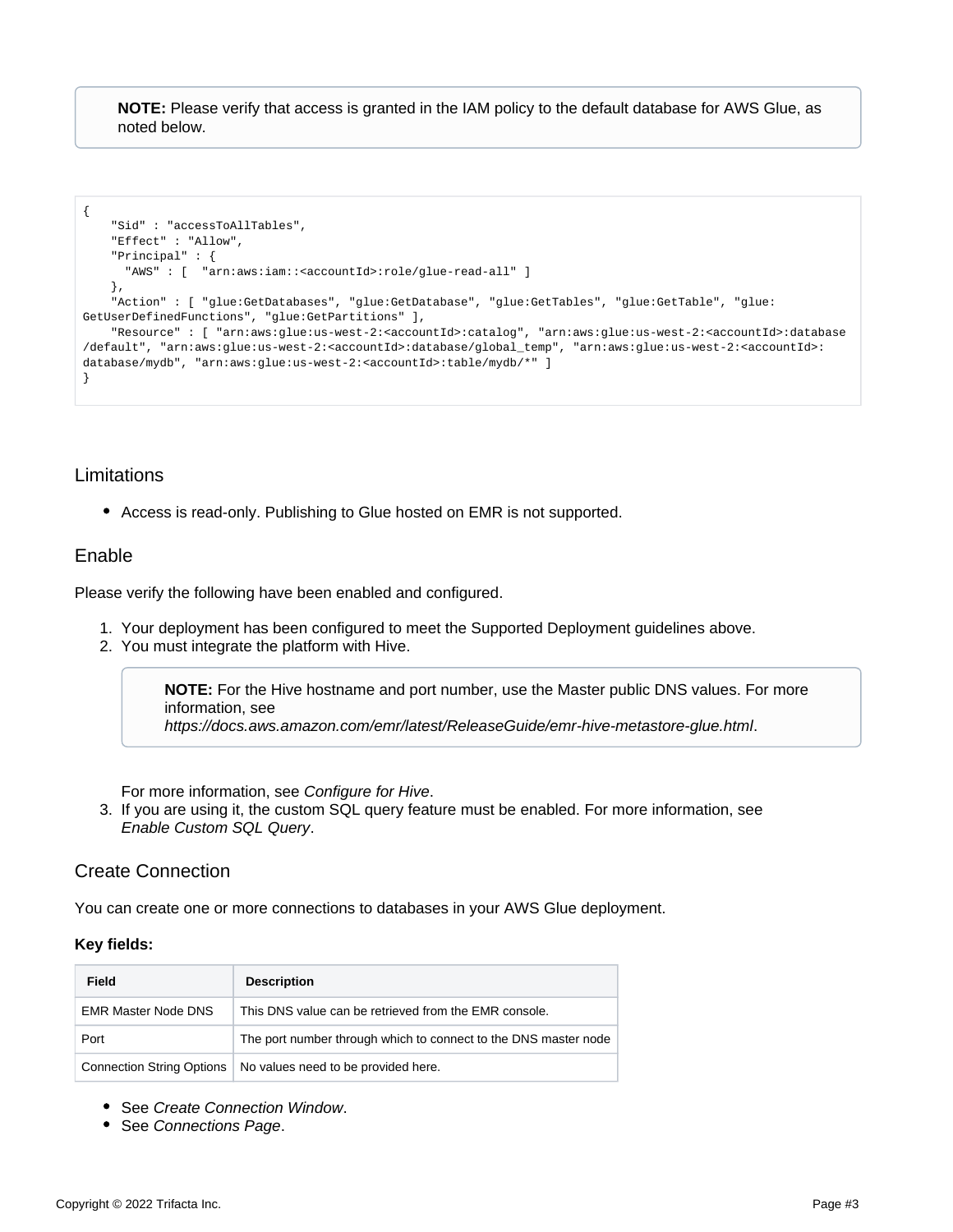> **NOTE:** Please verify that access is granted in the IAM policy to the default database for AWS Glue, as noted below.

```
{
    "Sid" : "accessToAllTables",
    "Effect" : "Allow",
    "Principal" : {
      "AWS" : [  "arn:aws:iam::<accountId>:role/glue-read-all" ]
    },
    "Action" : [ "glue:GetDatabases", "glue:GetDatabase", "glue:GetTables", "glue:GetTable", "glue:
GetUserDefinedFunctions", "glue:GetPartitions" ],
    "Resource" : [ "arn:aws:glue:us-west-2:<accountId>:catalog", "arn:aws:glue:us-west-2:<accountId>:database
/default", "arn:aws:glue:us-west-2:<accountId>:database/global_temp", "arn:aws:glue:us-west-2:<accountId>:
database/mydb", "arn:aws:glue:us-west-2:<accountId>:table/mydb/*" ]
}
```

## Limitations

- Access is read-only. Publishing to Glue hosted on EMR is not supported.

## Enable

Please verify the following have been enabled and configured.

1. Your deployment has been configured to meet the Supported Deployment guidelines above.
2. You must integrate the platform with Hive.

   > **NOTE:** For the Hive hostname and port number, use the Master public DNS values. For more information, see *https://docs.aws.amazon.com/emr/latest/ReleaseGuide/emr-hive-metastore-glue.html*.

   For more information, see *Configure for Hive*.
3. If you are using it, the custom SQL query feature must be enabled. For more information, see *Enable Custom SQL Query*.

## Create Connection

You can create one or more connections to databases in your AWS Glue deployment.

**Key fields:**

| Field | Description |
| --- | --- |
| EMR Master Node DNS | This DNS value can be retrieved from the EMR console. |
| Port | The port number through which to connect to the DNS master node |
| Connection String Options | No values need to be provided here. |

- See *Create Connection Window*.
- See *Connections Page*.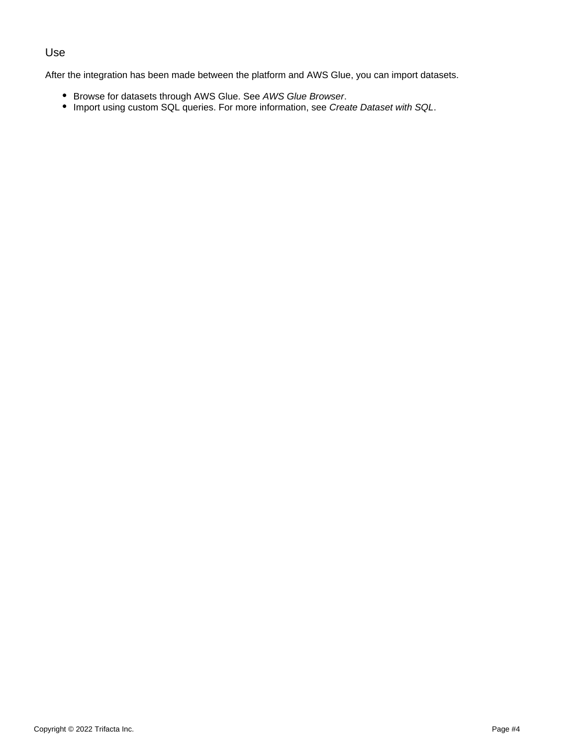## Use

After the integration has been made between the platform and AWS Glue, you can import datasets.

- Browse for datasets through AWS Glue. See *AWS Glue Browser*.
- Import using custom SQL queries. For more information, see *Create Dataset with SQL*.